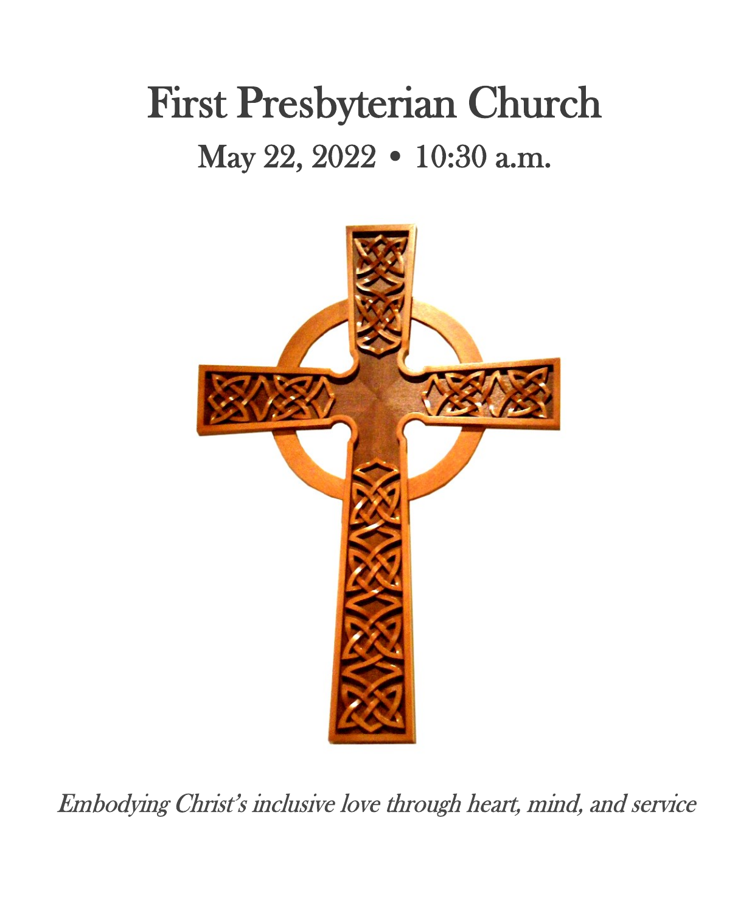# First Presbyterian Church

## May 22, 2022 • 10:30 a.m.

*Embodying Christ's inclusive love through heart, mind, and service*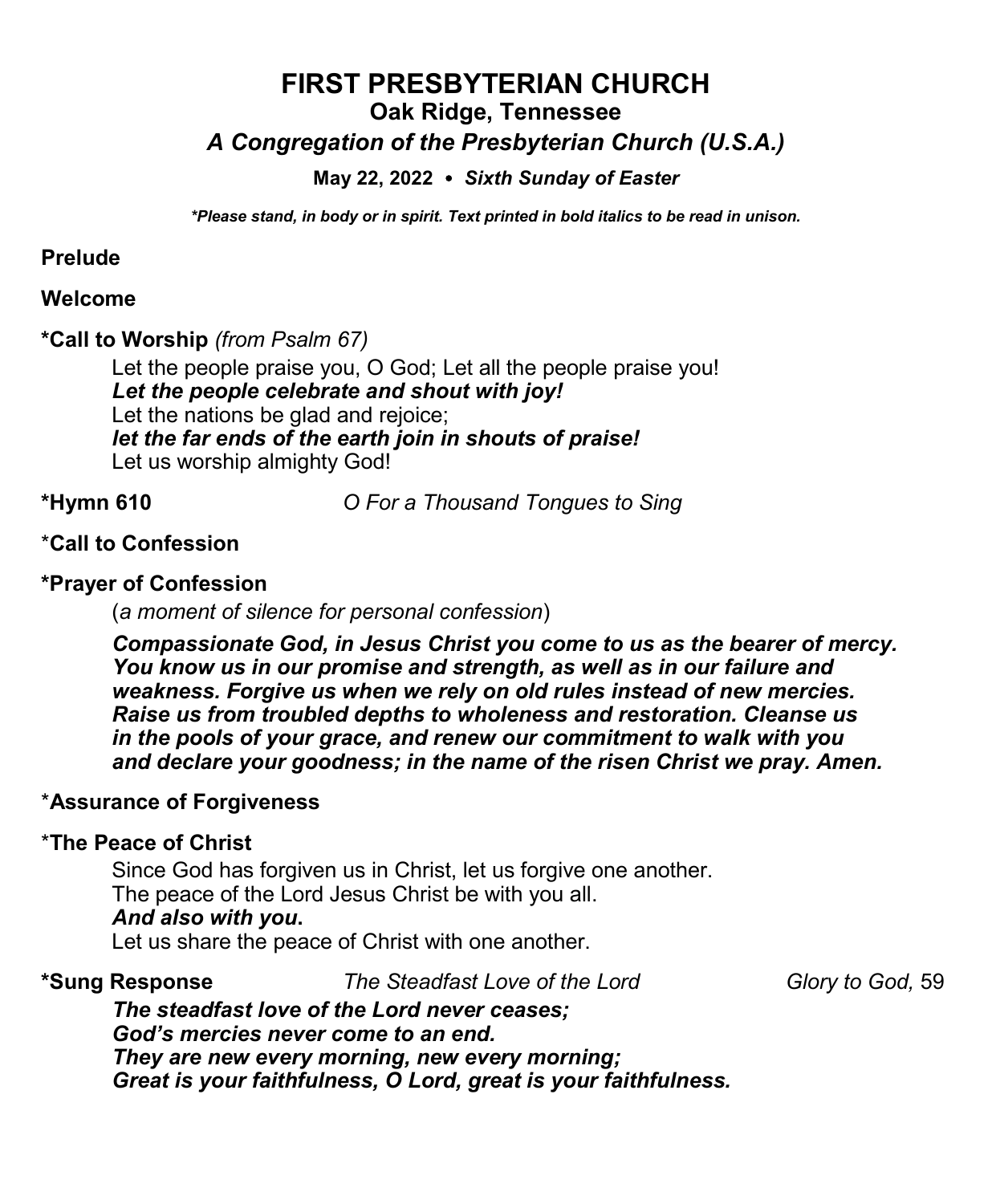# FIRST PRESBYTERIAN CHURCH

## Oak Ridge, Tennessee

## *A Congregation of the Presbyterian Church (U.S.A.)*

**May 22, 2022 • *Sixth Sunday of Easter***

***\*Please stand, in body or in spirit. Text printed in bold italics to be read in unison.***

**Prelude**

**Welcome**

**\*Call to Worship** *(from Psalm 67)*

Let the people praise you, O God; Let all the people praise you!
***Let the people celebrate and shout with joy!***
Let the nations be glad and rejoice;
***let the far ends of the earth join in shouts of praise!***
Let us worship almighty God!

**\*Hymn 610** *O For a Thousand Tongues to Sing*

**\*Call to Confession**

**\*Prayer of Confession**

(*a moment of silence for personal confession*)

***Compassionate God, in Jesus Christ you come to us as the bearer of mercy. You know us in our promise and strength, as well as in our failure and weakness. Forgive us when we rely on old rules instead of new mercies. Raise us from troubled depths to wholeness and restoration. Cleanse us in the pools of your grace, and renew our commitment to walk with you and declare your goodness; in the name of the risen Christ we pray. Amen.***

**\*Assurance of Forgiveness**

**\*The Peace of Christ**

Since God has forgiven us in Christ, let us forgive one another.
The peace of the Lord Jesus Christ be with you all.
***And also with you*.**
Let us share the peace of Christ with one another.

**\*Sung Response** *The Steadfast Love of the Lord* *Glory to God,* 59

***The steadfast love of the Lord never ceases;***
***God's mercies never come to an end.***
***They are new every morning, new every morning;***
***Great is your faithfulness, O Lord, great is your faithfulness.***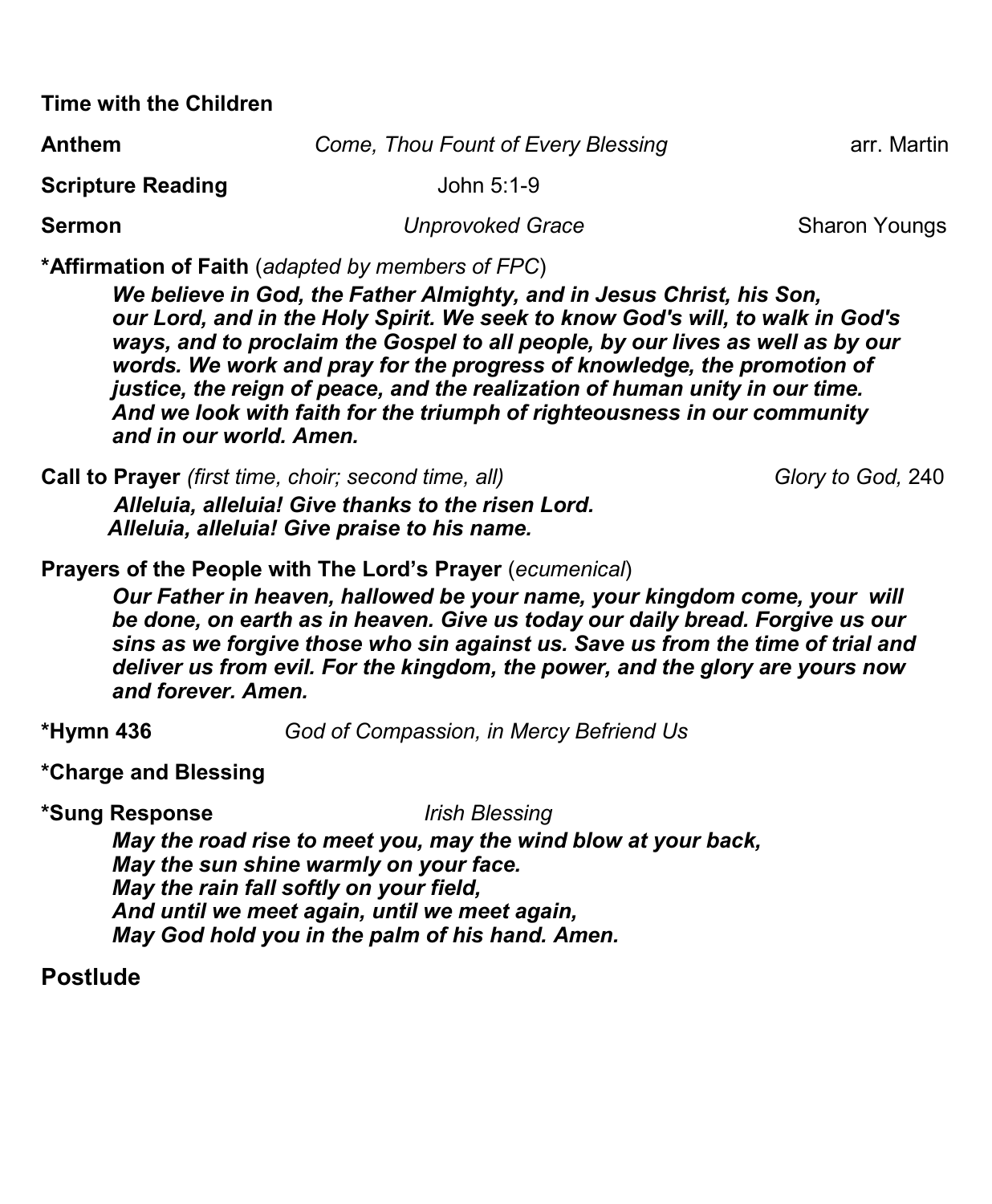**Time with the Children**

**Anthem** *Come, Thou Fount of Every Blessing* arr. Martin

**Scripture Reading** John 5:1-9

**Sermon** *Unprovoked Grace* Sharon Youngs

**\*Affirmation of Faith** (*adapted by members of FPC*)

> ***We believe in God, the Father Almighty, and in Jesus Christ, his Son, our Lord, and in the Holy Spirit. We seek to know God's will, to walk in God's ways, and to proclaim the Gospel to all people, by our lives as well as by our words. We work and pray for the progress of knowledge, the promotion of justice, the reign of peace, and the realization of human unity in our time. And we look with faith for the triumph of righteousness in our community and in our world. Amen.***

**Call to Prayer** *(first time, choir; second time, all)* *Glory to God,* 240

> ***Alleluia, alleluia! Give thanks to the risen Lord.***
> ***Alleluia, alleluia! Give praise to his name.***

**Prayers of the People with The Lord's Prayer** (*ecumenical*)

> ***Our Father in heaven, hallowed be your name, your kingdom come, your will be done, on earth as in heaven. Give us today our daily bread. Forgive us our sins as we forgive those who sin against us. Save us from the time of trial and deliver us from evil. For the kingdom, the power, and the glory are yours now and forever. Amen.***

**\*Hymn 436** *God of Compassion, in Mercy Befriend Us*

**\*Charge and Blessing**

**\*Sung Response** *Irish Blessing*

> ***May the road rise to meet you, may the wind blow at your back,***
> ***May the sun shine warmly on your face.***
> ***May the rain fall softly on your field,***
> ***And until we meet again, until we meet again,***
> ***May God hold you in the palm of his hand. Amen.***

**Postlude**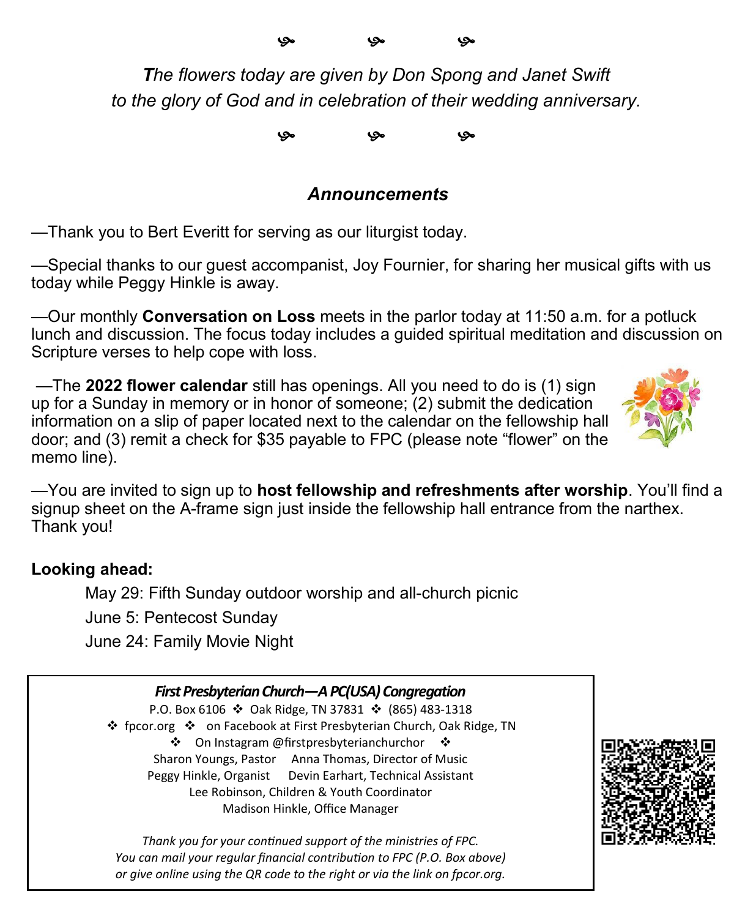❧ ❧ ❧

*The flowers today are given by Don Spong and Janet Swift to the glory of God and in celebration of their wedding anniversary.*

❧ ❧ ❧

## *Announcements*

—Thank you to Bert Everitt for serving as our liturgist today.

—Special thanks to our guest accompanist, Joy Fournier, for sharing her musical gifts with us today while Peggy Hinkle is away.

—Our monthly **Conversation on Loss** meets in the parlor today at 11:50 a.m. for a potluck lunch and discussion. The focus today includes a guided spiritual meditation and discussion on Scripture verses to help cope with loss.

—The **2022 flower calendar** still has openings. All you need to do is (1) sign up for a Sunday in memory or in honor of someone; (2) submit the dedication information on a slip of paper located next to the calendar on the fellowship hall door; and (3) remit a check for $35 payable to FPC (please note "flower" on the memo line).

—You are invited to sign up to **host fellowship and refreshments after worship**. You'll find a signup sheet on the A-frame sign just inside the fellowship hall entrance from the narthex. Thank you!

**Looking ahead:**

May 29: Fifth Sunday outdoor worship and all-church picnic

June 5: Pentecost Sunday

June 24: Family Movie Night

***First Presbyterian Church—A PC(USA) Congregation***

P.O. Box 6106 ❖ Oak Ridge, TN 37831 ❖ (865) 483-1318

❖ fpcor.org ❖ on Facebook at First Presbyterian Church, Oak Ridge, TN

❖ On Instagram @firstpresbyterianchurchor ❖

Sharon Youngs, Pastor Anna Thomas, Director of Music

Peggy Hinkle, Organist Devin Earhart, Technical Assistant

Lee Robinson, Children & Youth Coordinator

Madison Hinkle, Office Manager

*Thank you for your continued support of the ministries of FPC. You can mail your regular financial contribution to FPC (P.O. Box above) or give online using the QR code to the right or via the link on fpcor.org.*